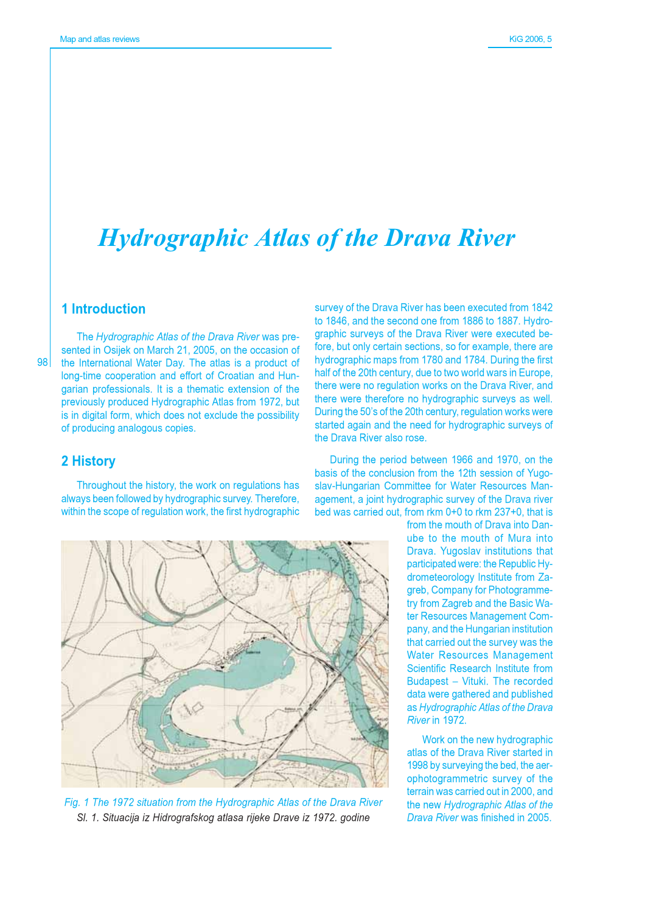# *Hydrographic Atlas of the Drava River*

## 1 Introduction

The *Hydrographic Atlas of the Drava River* was presented in Osijek on March 21, 2005, on the occasion of the International Water Day. The atlas is a product of long-time cooperation and effort of Croatian and Hungarian professionals. It is a thematic extension of the previously produced Hydrographic Atlas from 1972, but is in digital form, which does not exclude the possibility of producing analogous copies.

## 2 History

Throughout the history, the work on regulations has always been followed by hydrographic survey. Therefore, within the scope of regulation work, the first hydrographic survey of the Drava River has been executed from 1842 to 1846, and the second one from 1886 to 1887. Hydrographic surveys of the Drava River were executed before, but only certain sections, so for example, there are hydrographic maps from 1780 and 1784. During the first half of the 20th century, due to two world wars in Europe, there were no regulation works on the Drava River, and there were therefore no hydrographic surveys as well. During the 50's of the 20th century, regulation works were started again and the need for hydrographic surveys of the Drava River also rose.

During the period between 1966 and 1970, on the basis of the conclusion from the 12th session of Yugoslav-Hungarian Committee for Water Resources Management, a joint hydrographic survey of the Drava river bed was carried out, from rkm 0+0 to rkm 237+0, that is from the mouth of Drava into Danube to the mouth of Mura into Drava. Yugoslav institutions that participated were: the Republic Hydrometeorology Institute from Zagreb, Company for Photogrammetry from Zagreb and the Basic Water Resources Management Company, and the Hungarian institution that carried out the survey was the Water Resources Management Scientific Research Institute from Budapest – Vituki. The recorded data were gathered and published as *Hydrographic Atlas of the Drava River* in 1972.

*Fig. 1 The 1972 situation from the Hydrographic Atlas of the Drava River*

*Sl. 1. Situacija iz Hidrografskog atlasa rijeke Drave iz 1972. godine*

Work on the new hydrographic atlas of the Drava River started in 1998 by surveying the bed, the aerophotogrammetric survey of the terrain was carried out in 2000, and the new *Hydrographic Atlas of the Drava River* was finished in 2005.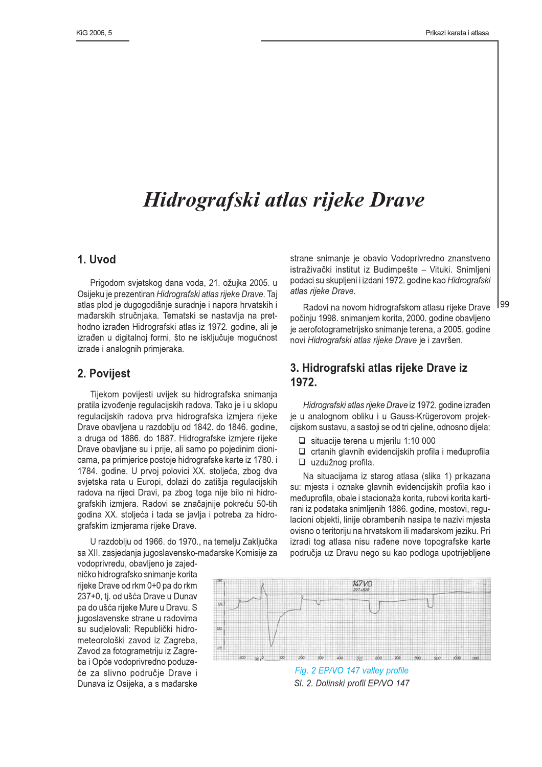// Hidrografski atlas rijeke Drave

## 1. Uvod

Prigodom svjetskog dana voda, 21. ožujka 2005. u Osijeku je prezentiran *Hidrografski atlas rijeke Drave*. Taj atlas plod je dugogodišnje suradnje i napora hrvatskih i mađarskih stručnjaka. Tematski se nastavlja na prethodno izrađen Hidrografski atlas iz 1972. godine, ali je izrađen u digitalnoj formi, što ne isključuje mogućnost izrade i analognih primjeraka.

## 2. Povijest

Tijekom povijesti uvijek su hidrografska snimanja pratila izvođenje regulacijskih radova. Tako je i u sklopu regulacijskih radova izmjera prva hidrografska izmjera rijeke Drave obavljena u razdoblju od 1842. do 1846. godine, a druga od 1886. do 1887. Hidrografske izmjere rijeke Drave obavljane su i prije, ali samo po pojedinim dionicama, pa primjerice postoje hidrografske karte iz 1780. i 1784. godine. U prvoj polovici XX. stoljeća, zbog dva svjetska rata u Europi, dolazi do zatišja regulacijskih radova na rijeci Dravi, pa zbog toga nije bilo ni hidrografskih izmjera. Radovi se značajnije pokreću 50-tih godina XX. stoljeća i tada se javlja i potreba za hidrografskim izmjerama rijeke Drave.

U razdoblju od 1966. do 1970., na temelju Zaključka sa XII. zasjedanja jugoslavensko-mađarske Komisije za vodoprivredu, obavljeno je zajedničko hidrografsko snimanje korita rijeke Drave od rkm 0+0 pa do rkm 237+0, tj. od ušća Drave u Dunav pa do ušća rijeke Mure u Dravu. S jugoslavenske strane u radovima su sudjelovali: Republički hidrometeorološki zavod iz Zagreba, Zavod za fotogrametriju iz Zagreba i Opće vodoprivredno poduzeće za slivno područje Drave i Dunava iz Osijeka, a s mađarske strane snimanje je obavio Vodoprivredno znanstveno istraživački institut iz Budimpešte – Vituki. Snimljeni podaci su skupljeni i izdani 1972. godine kao *Hidrografski atlas rijeke Drave*.

Radovi na novom hidrografskom atlasu rijeke Drave počinju 1998. snimanjem korita, 2000. godine obavljeno je aerofotogrametrijsko snimanje terena, a 2005. godine novi *Hidrografski atlas rijeke Drave* je i završen.

## 3. Hidrografski atlas rijeke Drave iz 1972.

*Hidrografski atlas rijeke Drave* iz 1972. godine izrađen je u analognom obliku i u Gauss-Krügerovom projekcijskom sustavu, a sastoji se od tri cjeline, odnosno dijela:

- situacije terena u mjerilu 1:10 000
- crtanih glavnih evidencijskih profila i međuprofila
- uzdužnog profila.

Na situacijama iz starog atlasa (slika 1) prikazana su: mjesta i oznake glavnih evidencijskih profila kao i međuprofila, obale i stacionaža korita, rubovi korita kartirani iz podataka snimljenih 1886. godine, mostovi, regulacioni objekti, linije obrambenih nasipa te nazivi mjesta ovisno o teritoriju na hrvatskom ili mađarskom jeziku. Pri izradi tog atlasa nisu rađene nove topografske karte područja uz Dravu nego su kao podloga upotrijebljene

147VO

*Fig. 2 EP/VO 147 valley profile*

*Sl. 2. Dolinski profil EP/VO 147*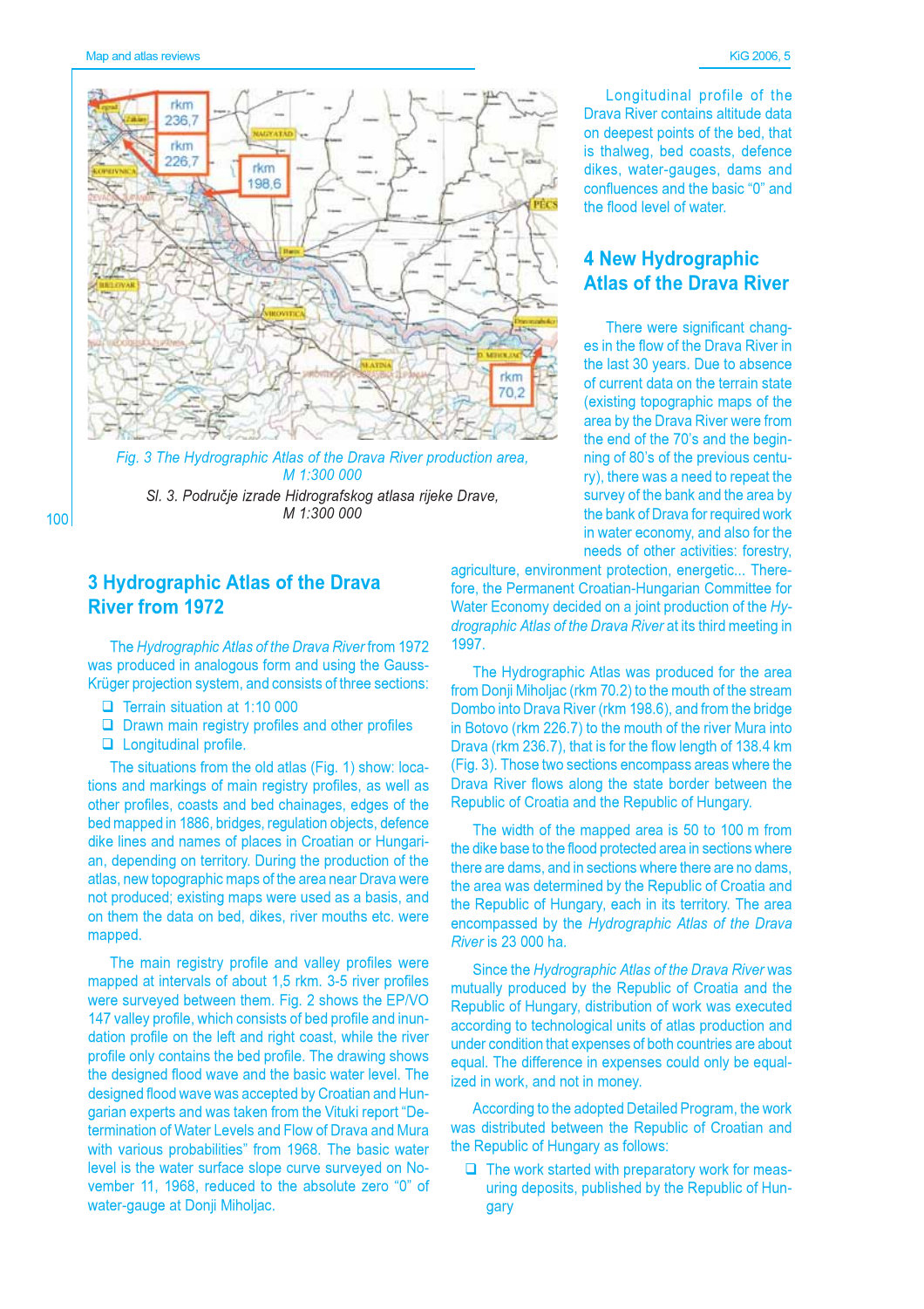Fig. 3 The Hydrographic Atlas of the Drava River production area, M 1:300 000

Sl. 3. Područje izrade Hidrografskog atlasa rijeke Drave, M 1:300 000

## 3 Hydrographic Atlas of the Drava River from 1972

The *Hydrographic Atlas of the Drava River* from 1972 was produced in analogous form and using the Gauss-Krüger projection system, and consists of three sections:

- Terrain situation at 1:10 000
- Drawn main registry profiles and other profiles
- Longitudinal profile.

The situations from the old atlas (Fig. 1) show: locations and markings of main registry profiles, as well as other profiles, coasts and bed chainages, edges of the bed mapped in 1886, bridges, regulation objects, defence dike lines and names of places in Croatian or Hungarian, depending on territory. During the production of the atlas, new topographic maps of the area near Drava were not produced; existing maps were used as a basis, and on them the data on bed, dikes, river mouths etc. were mapped.

The main registry profile and valley profiles were mapped at intervals of about 1,5 rkm. 3-5 river profiles were surveyed between them. Fig. 2 shows the EP/VO 147 valley profile, which consists of bed profile and inundation profile on the left and right coast, while the river profile only contains the bed profile. The drawing shows the designed flood wave and the basic water level. The designed flood wave was accepted by Croatian and Hungarian experts and was taken from the Vituki report "Determination of Water Levels and Flow of Drava and Mura with various probabilities" from 1968. The basic water level is the water surface slope curve surveyed on November 11, 1968, reduced to the absolute zero "0" of water-gauge at Donji Miholjac.

Longitudinal profile of the Drava River contains altitude data on deepest points of the bed, that is thalweg, bed coasts, defence dikes, water-gauges, dams and confluences and the basic "0" and the flood level of water.

## 4 New Hydrographic Atlas of the Drava River

There were significant changes in the flow of the Drava River in the last 30 years. Due to absence of current data on the terrain state (existing topographic maps of the area by the Drava River were from the end of the 70's and the beginning of 80's of the previous century), there was a need to repeat the survey of the bank and the area by the bank of Drava for required work in water economy, and also for the needs of other activities: forestry, agriculture, environment protection, energetic... Therefore, the Permanent Croatian-Hungarian Committee for Water Economy decided on a joint production of the *Hydrographic Atlas of the Drava River* at its third meeting in 1997.

The Hydrographic Atlas was produced for the area from Donji Miholjac (rkm 70.2) to the mouth of the stream Dombo into Drava River (rkm 198.6), and from the bridge in Botovo (rkm 226.7) to the mouth of the river Mura into Drava (rkm 236.7), that is for the flow length of 138.4 km (Fig. 3). Those two sections encompass areas where the Drava River flows along the state border between the Republic of Croatia and the Republic of Hungary.

The width of the mapped area is 50 to 100 m from the dike base to the flood protected area in sections where there are dams, and in sections where there are no dams, the area was determined by the Republic of Croatia and the Republic of Hungary, each in its territory. The area encompassed by the *Hydrographic Atlas of the Drava River* is 23 000 ha.

Since the *Hydrographic Atlas of the Drava River* was mutually produced by the Republic of Croatia and the Republic of Hungary, distribution of work was executed according to technological units of atlas production and under condition that expenses of both countries are about equal. The difference in expenses could only be equalized in work, and not in money.

According to the adopted Detailed Program, the work was distributed between the Republic of Croatian and the Republic of Hungary as follows:

- The work started with preparatory work for measuring deposits, published by the Republic of Hungary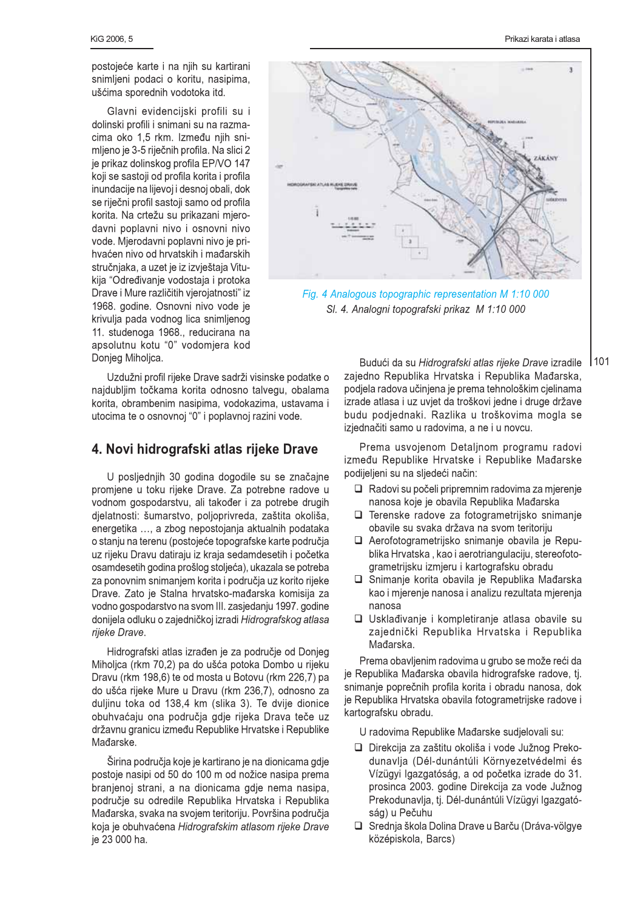postojeće karte i na njih su kartirani snimljeni podaci o koritu, nasipima, ušćima sporednih vodotoka itd.

Glavni evidencijski profili su i dolinski profili i snimani su na razmacima oko 1,5 rkm. Između njih snimljeno je 3-5 riječnih profila. Na slici 2 je prikaz dolinskog profila EP/VO 147 koji se sastoji od profila korita i profila inundacije na lijevoj i desnoj obali, dok se riječni profil sastoji samo od profila korita. Na crtežu su prikazani mjerodavni poplavni nivo i osnovni nivo vode. Mjerodavni poplavni nivo je prihvaćen nivo od hrvatskih i mađarskih stručnjaka, a uzet je iz izvještaja Vitukija "Određivanje vodostaja i protoka Drave i Mure različitih vjerojatnosti" iz 1968. godine. Osnovni nivo vode je krivulja pada vodnog lica snimljenog 11. studenoga 1968., reducirana na apsolutnu kotu "0" vodomjera kod Donjeg Miholjca.

*Fig. 4 Analogous topographic representation M 1:10 000*

*Sl. 4. Analogni topografski prikaz M 1:10 000*

Uzdužni profil rijeke Drave sadrži visinske podatke o najdubljim točkama korita odnosno talvegu, obalama korita, obrambenim nasipima, vodokazima, ustavama i utocima te o osnovnoj "0" i poplavnoj razini vode.

## 4. Novi hidrografski atlas rijeke Drave

U posljednjih 30 godina dogodile su se značajne promjene u toku rijeke Drave. Za potrebne radove u vodnom gospodarstvu, ali također i za potrebe drugih djelatnosti: šumarstvo, poljoprivreda, zaštita okoliša, energetika ..., a zbog nepostojanja aktualnih podataka o stanju na terenu (postojeće topografske karte područja uz rijeku Dravu datiraju iz kraja sedamdesetih i početka osamdesetih godina prošlog stoljeća), ukazala se potreba za ponovnim snimanjem korita i područja uz korito rijeke Drave. Zato je Stalna hrvatsko-mađarska komisija za vodno gospodarstvo na svom III. zasjedanju 1997. godine donijela odluku o zajedničkoj izradi *Hidrografskog atlasa rijeke Drave*.

Hidrografski atlas izrađen je za područje od Donjeg Miholjca (rkm 70,2) pa do ušća potoka Dombo u rijeku Dravu (rkm 198,6) te od mosta u Botovu (rkm 226,7) pa do ušća rijeke Mure u Dravu (rkm 236,7), odnosno za duljinu toka od 138,4 km (slika 3). Te dvije dionice obuhvaćaju ona područja gdje rijeka Drava teče uz državnu granicu između Republike Hrvatske i Republike Mađarske.

Širina područja koje je kartirano je na dionicama gdje postoje nasipi od 50 do 100 m od nožice nasipa prema branjenoj strani, a na dionicama gdje nema nasipa, područje su odredile Republika Hrvatska i Republika Mađarska, svaka na svojem teritoriju. Površina područja koja je obuhvaćena *Hidrografskim atlasom rijeke Drave* je 23 000 ha.

Budući da su *Hidrografski atlas rijeke Drave* izradile zajedno Republika Hrvatska i Republika Mađarska, podjela radova učinjena je prema tehnološkim cjelinama izrade atlasa i uz uvjet da troškovi jedne i druge države budu podjednaki. Razlika u troškovima mogla se izjednačiti samo u radovima, a ne i u novcu.

Prema usvojenom Detaljnom programu radovi između Republike Hrvatske i Republike Mađarske podijeljeni su na sljedeći način:

- Radovi su počeli pripremnim radovima za mjerenje nanosa koje je obavila Republika Mađarska
- Terenske radove za fotogrametrijsko snimanje obavile su svaka država na svom teritoriju
- Aerofotogrametrijsko snimanje obavila je Republika Hrvatska , kao i aerotriangulaciju, stereofotogrametrijsku izmjeru i kartografsku obradu
- Snimanje korita obavila je Republika Mađarska kao i mjerenje nanosa i analizu rezultata mjerenja nanosa
- Usklađivanje i kompletiranje atlasa obavile su zajednički Republika Hrvatska i Republika Mađarska.

Prema obavljenim radovima u grubo se može reći da je Republika Mađarska obavila hidrografske radove, tj. snimanje poprečnih profila korita i obradu nanosa, dok je Republika Hrvatska obavila fotogrametrijske radove i kartografsku obradu.

U radovima Republike Mađarske sudjelovali su:

- Direkcija za zaštitu okoliša i vode Južnog Prekodunavlja (Dél-dunántúli Környezetvédelmi és Vízügyi Igazgatóság, a od početka izrade do 31. prosinca 2003. godine Direkcija za vode Južnog Prekodunavlja, tj. Dél-dunántúli Vízügyi Igazgatóság) u Pečuhu
- Srednja škola Dolina Drave u Barču (Dráva-völgye középiskola, Barcs)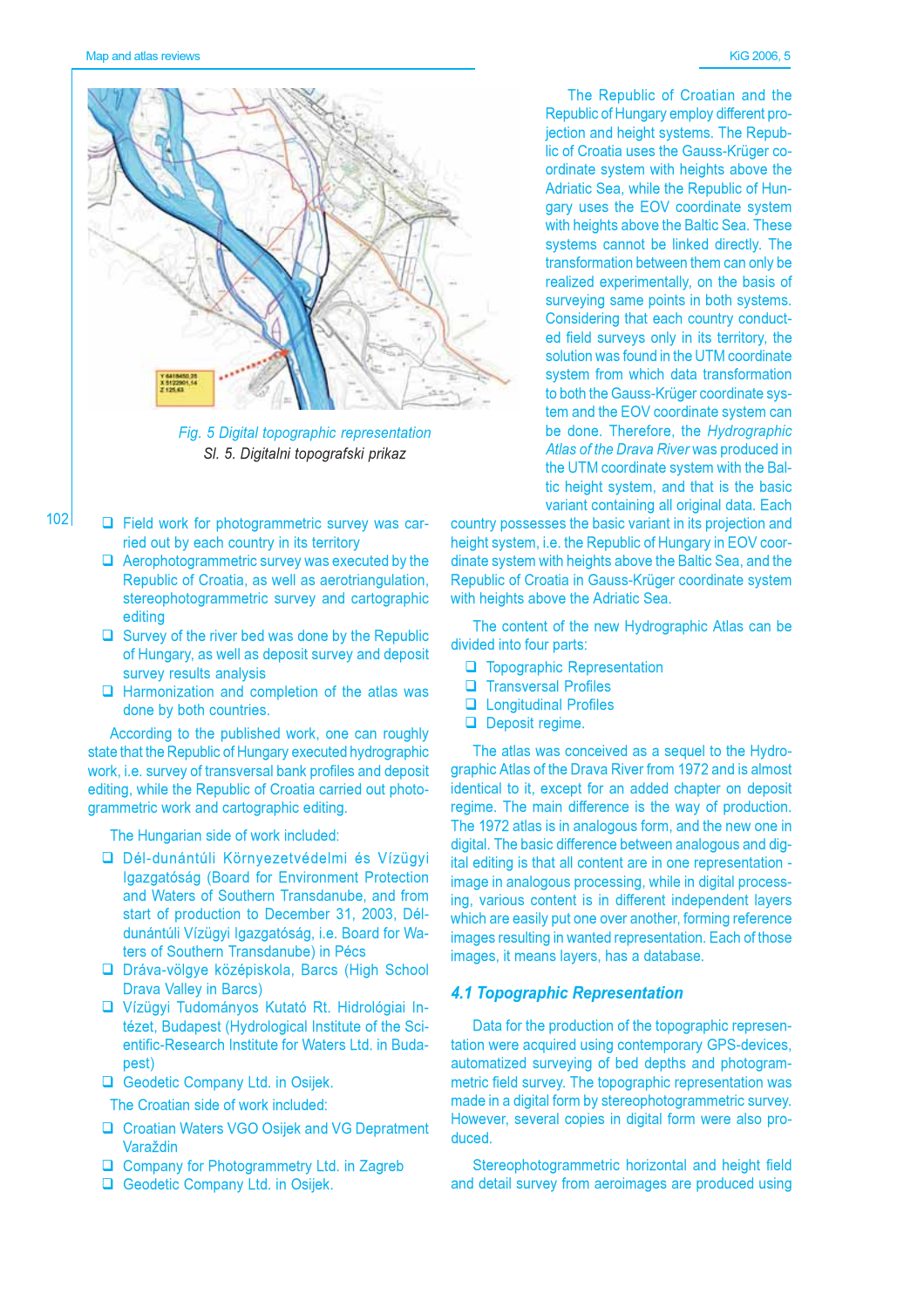*Fig. 5 Digital topographic representation*

*Sl. 5. Digitalni topografski prikaz*

- Field work for photogrammetric survey was carried out by each country in its territory
- Aerophotogrammetric survey was executed by the Republic of Croatia, as well as aerotriangulation, stereophotogrammetric survey and cartographic editing
- Survey of the river bed was done by the Republic of Hungary, as well as deposit survey and deposit survey results analysis
- Harmonization and completion of the atlas was done by both countries.

According to the published work, one can roughly state that the Republic of Hungary executed hydrographic work, i.e. survey of transversal bank profiles and deposit editing, while the Republic of Croatia carried out photogrammetric work and cartographic editing.

The Hungarian side of work included:

- Dél-dunántúli Környezetvédelmi és Vízügyi Igazgatóság (Board for Environment Protection and Waters of Southern Transdanube, and from start of production to December 31, 2003, Dél-dunántúli Vízügyi Igazgatóság, i.e. Board for Waters of Southern Transdanube) in Pécs
- Dráva-völgye középiskola, Barcs (High School Drava Valley in Barcs)
- Vízügyi Tudományos Kutató Rt. Hidrológiai Intézet, Budapest (Hydrological Institute of the Scientific-Research Institute for Waters Ltd. in Budapest)
- Geodetic Company Ltd. in Osijek.

The Croatian side of work included:

- Croatian Waters VGO Osijek and VG Depratment Varaždin
- Company for Photogrammetry Ltd. in Zagreb
- Geodetic Company Ltd. in Osijek.

The Republic of Croatian and the Republic of Hungary employ different projection and height systems. The Republic of Croatia uses the Gauss-Krüger coordinate system with heights above the Adriatic Sea, while the Republic of Hungary uses the EOV coordinate system with heights above the Baltic Sea. These systems cannot be linked directly. The transformation between them can only be realized experimentally, on the basis of surveying same points in both systems. Considering that each country conducted field surveys only in its territory, the solution was found in the UTM coordinate system from which data transformation to both the Gauss-Krüger coordinate system and the EOV coordinate system can be done. Therefore, the *Hydrographic Atlas of the Drava River* was produced in the UTM coordinate system with the Baltic height system, and that is the basic variant containing all original data. Each country possesses the basic variant in its projection and height system, i.e. the Republic of Hungary in EOV coordinate system with heights above the Baltic Sea, and the Republic of Croatia in Gauss-Krüger coordinate system with heights above the Adriatic Sea.

The content of the new Hydrographic Atlas can be divided into four parts:

- Topographic Representation
- Transversal Profiles
- Longitudinal Profiles
- Deposit regime.

The atlas was conceived as a sequel to the Hydrographic Atlas of the Drava River from 1972 and is almost identical to it, except for an added chapter on deposit regime. The main difference is the way of production. The 1972 atlas is in analogous form, and the new one in digital. The basic difference between analogous and digital editing is that all content are in one representation - image in analogous processing, while in digital processing, various content is in different independent layers which are easily put one over another, forming reference images resulting in wanted representation. Each of those images, it means layers, has a database.

### *4.1 Topographic Representation*

Data for the production of the topographic representation were acquired using contemporary GPS-devices, automatized surveying of bed depths and photogrammetric field survey. The topographic representation was made in a digital form by stereophotogrammetric survey. However, several copies in digital form were also produced.

Stereophotogrammetric horizontal and height field and detail survey from aeroimages are produced using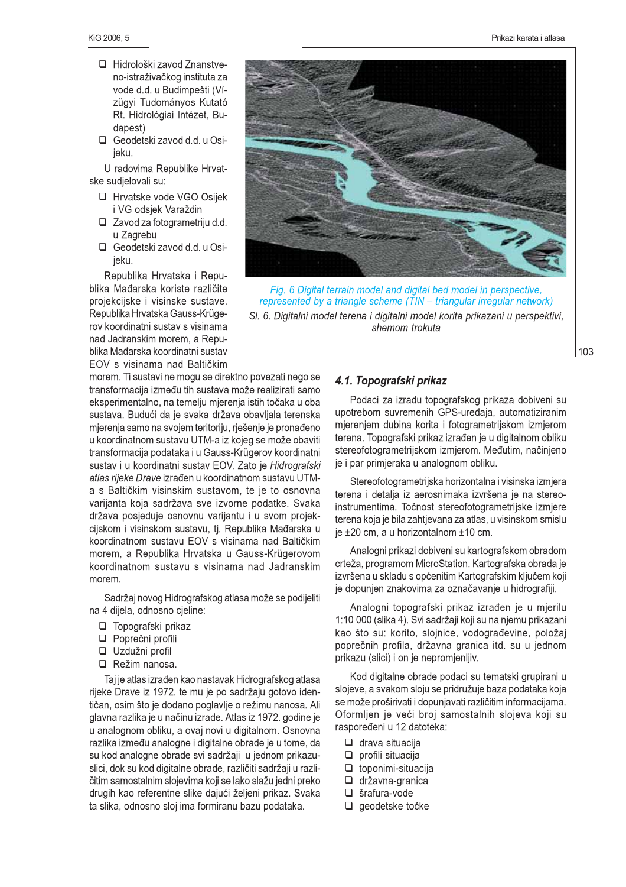- Hidrološki zavod Znanstveno-istraživačkog instituta za vode d.d. u Budimpešti (Vízügyi Tudományos Kutató Rt. Hidrológiai Intézet, Budapest)
- Geodetski zavod d.d. u Osijeku.

U radovima Republike Hrvatske sudjelovali su:

- Hrvatske vode VGO Osijek i VG odsjek Varaždin
- Zavod za fotogrametriju d.d. u Zagrebu
- Geodetski zavod d.d. u Osijeku.

Republika Hrvatska i Republika Mađarska koriste različite projekcijske i visinske sustave. Republika Hrvatska Gauss-Krügerov koordinatni sustav s visinama nad Jadranskim morem, a Republika Mađarska koordinatni sustav EOV s visinama nad Baltičkim morem. Ti sustavi ne mogu se direktno povezati nego se transformacija između tih sustava može realizirati samo eksperimentalno, na temelju mjerenja istih točaka u oba sustava. Budući da je svaka država obavljala terenska mjerenja samo na svojem teritoriju, rješenje je pronađeno u koordinatnom sustavu UTM-a iz kojeg se može obaviti transformacija podataka i u Gauss-Krügerov koordinatni sustav i u koordinatni sustav EOV. Zato je *Hidrografski atlas rijeke Drave* izrađen u koordinatnom sustavu UTM-a s Baltičkim visinskim sustavom, te je to osnovna varijanta koja sadržava sve izvorne podatke. Svaka država posjeduje osnovnu varijantu i u svom projekcijskom i visinskom sustavu, tj. Republika Mađarska u koordinatnom sustavu EOV s visinama nad Baltičkim morem, a Republika Hrvatska u Gauss-Krügerovom koordinatnom sustavu s visinama nad Jadranskim morem.

Sadržaj novog Hidrografskog atlasa može se podijeliti na 4 dijela, odnosno cjeline:

- Topografski prikaz
- Poprečni profili
- Uzdužni profil
- Režim nanosa.

Taj je atlas izrađen kao nastavak Hidrografskog atlasa rijeke Drave iz 1972. te mu je po sadržaju gotovo identičan, osim što je dodano poglavlje o režimu nanosa. Ali glavna razlika je u načinu izrade. Atlas iz 1972. godine je u analognom obliku, a ovaj novi u digitalnom. Osnovna razlika između analogne i digitalne obrade je u tome, da su kod analogne obrade svi sadržaji u jednom prikazu-slici, dok su kod digitalne obrade, različiti sadržaji u različitim samostalnim slojevima koji se lako slažu preko drugih kao referentne slike dajući željeni prikaz. Svaka ta slika, odnosno sloj ima formiranu bazu podataka.

*Fig. 6 Digital terrain model and digital bed model in perspective, represented by a triangle scheme (TIN – triangular irregular network)*

*Sl. 6. Digitalni model terena i digitalni model korita prikazani u perspektivi, shemom trokuta*

### 4.1. Topografski prikaz

Podaci za izradu topografskog prikaza dobiveni su upotrebom suvremenih GPS-uređaja, automatiziranim mjerenjem dubina korita i fotogrametrijskom izmjerom terena. Topografski prikaz izrađen je u digitalnom obliku stereofotogrametrijskom izmjerom. Međutim, načinjeno je i par primjeraka u analognom obliku.

Stereofotogrametrijska horizontalna i visinska izmjera terena i detalja iz aerosnimaka izvršena je na stereoinstrumentima. Točnost stereofotogrametrijske izmjere terena koja je bila zahtjevana za atlas, u visinskom smislu je ±20 cm, a u horizontalnom ±10 cm.

Analogni prikazi dobiveni su kartografskom obradom crteža, programom MicroStation. Kartografska obrada je izvršena u skladu s općenitim Kartografskim ključem koji je dopunjen znakovima za označavanje u hidrografiji.

Analogni topografski prikaz izrađen je u mjerilu 1:10 000 (slika 4). Svi sadržaji koji su na njemu prikazani kao što su: korito, slojnice, vodograđevine, položaj poprečnih profila, državna granica itd. su u jednom prikazu (slici) i on je nepromjenljiv.

Kod digitalne obrade podaci su tematski grupirani u slojeve, a svakom sloju se pridružuje baza podataka koja se može proširivati i dopunjavati različitim informacijama. Oformljen je veći broj samostalnih slojeva koji su raspoređeni u 12 datoteka:

- drava situacija
- profili situacija
- toponimi-situacija
- državna-granica
- šrafura-vode
- geodetske točke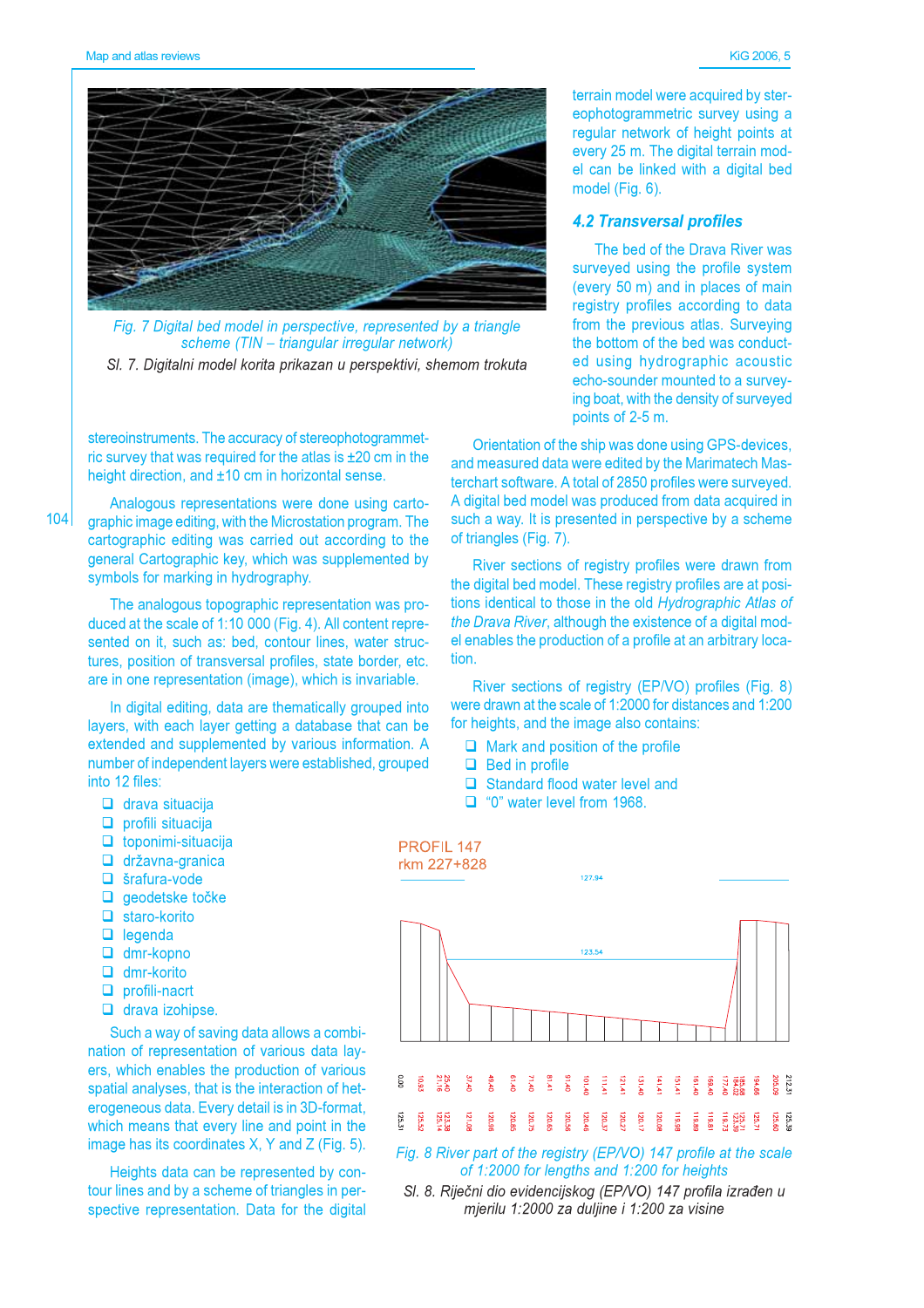Fig. 7 Digital bed model in perspective, represented by a triangle scheme (TIN – triangular irregular network)

Sl. 7. Digitalni model korita prikazan u perspektivi, shemom trokuta

stereoinstruments. The accuracy of stereophotogrammetric survey that was required for the atlas is ±20 cm in the height direction, and ±10 cm in horizontal sense.

Analogous representations were done using cartographic image editing, with the Microstation program. The cartographic editing was carried out according to the general Cartographic key, which was supplemented by symbols for marking in hydrography.

The analogous topographic representation was produced at the scale of 1:10 000 (Fig. 4). All content represented on it, such as: bed, contour lines, water structures, position of transversal profiles, state border, etc. are in one representation (image), which is invariable.

In digital editing, data are thematically grouped into layers, with each layer getting a database that can be extended and supplemented by various information. A number of independent layers were established, grouped into 12 files:

- drava situacija
- profili situacija
- toponimi-situacija
- državna-granica
- šrafura-vode
- geodetske točke
- staro-korito
- legenda
- dmr-kopno
- dmr-korito
- profili-nacrt
- drava izohipse.

Such a way of saving data allows a combination of representation of various data layers, which enables the production of various spatial analyses, that is the interaction of heterogeneous data. Every detail is in 3D-format, which means that every line and point in the image has its coordinates X, Y and Z (Fig. 5).

Heights data can be represented by contour lines and by a scheme of triangles in perspective representation. Data for the digital terrain model were acquired by stereophotogrammetric survey using a regular network of height points at every 25 m. The digital terrain model can be linked with a digital bed model (Fig. 6).

### 4.2 Transversal profiles

The bed of the Drava River was surveyed using the profile system (every 50 m) and in places of main registry profiles according to data from the previous atlas. Surveying the bottom of the bed was conducted using hydrographic acoustic echo-sounder mounted to a surveying boat, with the density of surveyed points of 2-5 m.

Orientation of the ship was done using GPS-devices, and measured data were edited by the Marimatech Mastercharter software. A total of 2850 profiles were surveyed. A digital bed model was produced from data acquired in such a way. It is presented in perspective by a scheme of triangles (Fig. 7).

River sections of registry profiles were drawn from the digital bed model. These registry profiles are at positions identical to those in the old *Hydrographic Atlas of the Drava River*, although the existence of a digital model enables the production of a profile at an arbitrary location.

River sections of registry (EP/VO) profiles (Fig. 8) were drawn at the scale of 1:2000 for distances and 1:200 for heights, and the image also contains:

- Mark and position of the profile
- Bed in profile
- Standard flood water level and
- "0" water level from 1968.

PROFIL 147
rkm 227+828

127.94
123.54

0.00 10.93 25.40 27.16 37.40 49.40 61.40 71.40 81.41 91.40 101.40 111.41 121.41 131.40 141.41 151.41 161.40 169.40 177.40 184.22 185.68 194.66 205.09 212.31

125.31 125.52 123.38 123.14 121.08 120.96 120.85 120.75 120.65 120.56 120.48 120.37 120.27 120.17 120.08 119.98 119.89 119.81 119.73 123.39 123.71 125.71 125.60 125.39

Fig. 8 River part of the registry (EP/VO) 147 profile at the scale of 1:2000 for lengths and 1:200 for heights

Sl. 8. Riječni dio evidencijskog (EP/VO) 147 profila izrađen u mjerilu 1:2000 za duljine i 1:200 za visine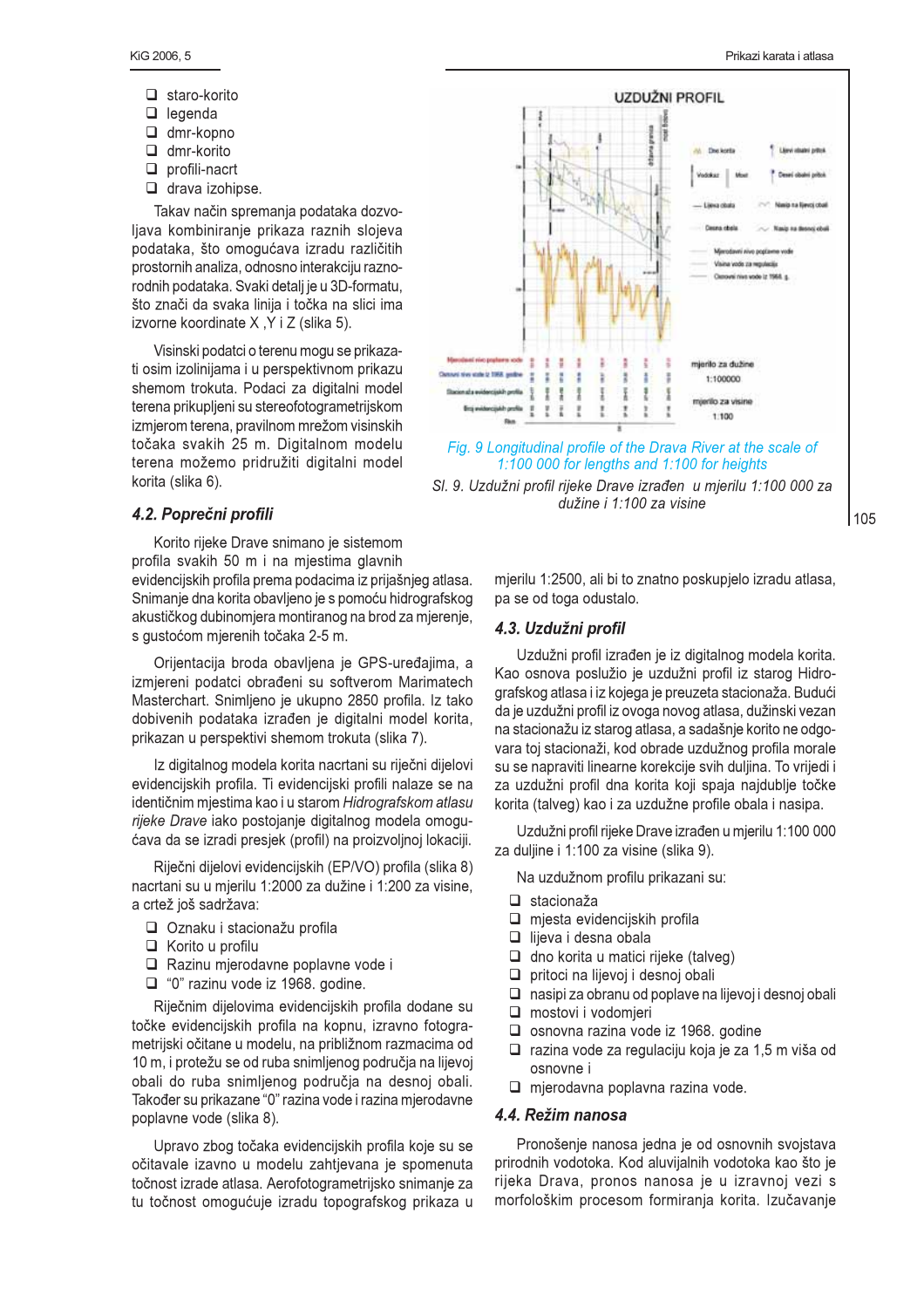- staro-korito
- legenda
- dmr-kopno
- dmr-korito
- profili-nacrt
- drava izohipse.

Takav način spremanja podataka dozvoljava kombiniranje prikaza raznih slojeva podataka, što omogućava izradu različitih prostornih analiza, odnosno interakciju raznorodnih podataka. Svaki detalj je u 3D-formatu, što znači da svaka linija i točka na slici ima izvorne koordinate X ,Y i Z (slika 5).

Visinski podatci o terenu mogu se prikazati osim izolinijama i u perspektivnom prikazu shemom trokuta. Podaci za digitalni model terena prikupljeni su stereofotogrametrijskom izmjerom terena, pravilnom mrežom visinskih točaka svakih 25 m. Digitalnom modelu terena možemo pridružiti digitalni model korita (slika 6).

### 4.2. Poprečni profili

Korito rijeke Drave snimano je sistemom profila svakih 50 m i na mjestima glavnih evidencijskih profila prema podacima iz prijašnjeg atlasa. Snimanje dna korita obavljeno je s pomoću hidrografskog akustičkog dubinomjera montiranog na brod za mjerenje, s gustoćom mjerenih točaka 2-5 m.

Orijentacija broda obavljena je GPS-uređajima, a izmjereni podatci obrađeni su softverom Marimatech Masterchart. Snimljeno je ukupno 2850 profila. Iz tako dobivenih podataka izrađen je digitalni model korita, prikazan u perspektivi shemom trokuta (slika 7).

Iz digitalnog modela korita nacrtani su riječni dijelovi evidencijskih profila. Ti evidencijski profili nalaze se na identičnim mjestima kao i u starom *Hidrografskom atlasu rijeke Drave* iako postojanje digitalnog modela omogućava da se izradi presjek (profil) na proizvoljnoj lokaciji.

Riječni dijelovi evidencijskih (EP/VO) profila (slika 8) nacrtani su u mjerilu 1:2000 za dužine i 1:200 za visine, a crtež još sadržava:

- Oznaku i stacionažu profila
- Korito u profilu
- Razinu mjerodavne poplavne vode i
- "0" razinu vode iz 1968. godine.

Riječnim dijelovima evidencijskih profila dodane su točke evidencijskih profila na kopnu, izravno fotogrametrijski očitane u modelu, na približnom razmacima od 10 m, i protežu se od ruba snimljenog područja na lijevoj obali do ruba snimljenog područja na desnoj obali. Također su prikazane "0" razina vode i razina mjerodavne poplavne vode (slika 8).

Upravo zbog točaka evidencijskih profila koje su se očitavale izravno u modelu zahtjevana je spomenuta točnost izrade atlasa. Aerofotogrametrijsko snimanje za tu točnost omogućuje izradu topografskog prikaza u mjerilu 1:2500, ali bi to znatno poskupjelo izradu atlasa, pa se od toga odustalo.

UZDUŽNI PROFIL

mjerilo za dužine
1:100000
mjerilo za visine
1:100

*Fig. 9 Longitudinal profile of the Drava River at the scale of 1:100 000 for lengths and 1:100 for heights*

*Sl. 9. Uzdužni profil rijeke Drave izrađen u mjerilu 1:100 000 za dužine i 1:100 za visine*

### 4.3. Uzdužni profil

Uzdužni profil izrađen je iz digitalnog modela korita. Kao osnova poslužio je uzdužni profil iz starog Hidrografskog atlasa i iz kojega je preuzeta stacionaža. Budući da je uzdužni profil iz ovoga novog atlasa, dužinski vezan na stacionažu iz starog atlasa, a sadašnje korito ne odgovara toj stacionaži, kod obrade uzdužnog profila morale su se napraviti linearne korekcije svih duljina. To vrijedi i za uzdužni profil dna korita koji spaja najdublje točke korita (talveg) kao i za uzdužne profile obala i nasipa.

Uzdužni profil rijeke Drave izrađen u mjerilu 1:100 000 za duljine i 1:100 za visine (slika 9).

Na uzdužnom profilu prikazani su:

- stacionaža
- mjesta evidencijskih profila
- lijeva i desna obala
- dno korita u matici rijeke (talveg)
- pritoci na lijevoj i desnoj obali
- nasipi za obranu od poplave na lijevoj i desnoj obali
- mostovi i vodomjeri
- osnovna razina vode iz 1968. godine
- razina vode za regulaciju koja je za 1,5 m viša od osnovne i
- mjerodavna poplavna razina vode.

### 4.4. Režim nanosa

Pronošenje nanosa jedna je od osnovnih svojstava prirodnih vodotoka. Kod aluvijalnih vodotoka kao što je rijeka Drava, pronos nanosa je u izravnoj vezi s morfološkim procesom formiranja korita. Izučavanje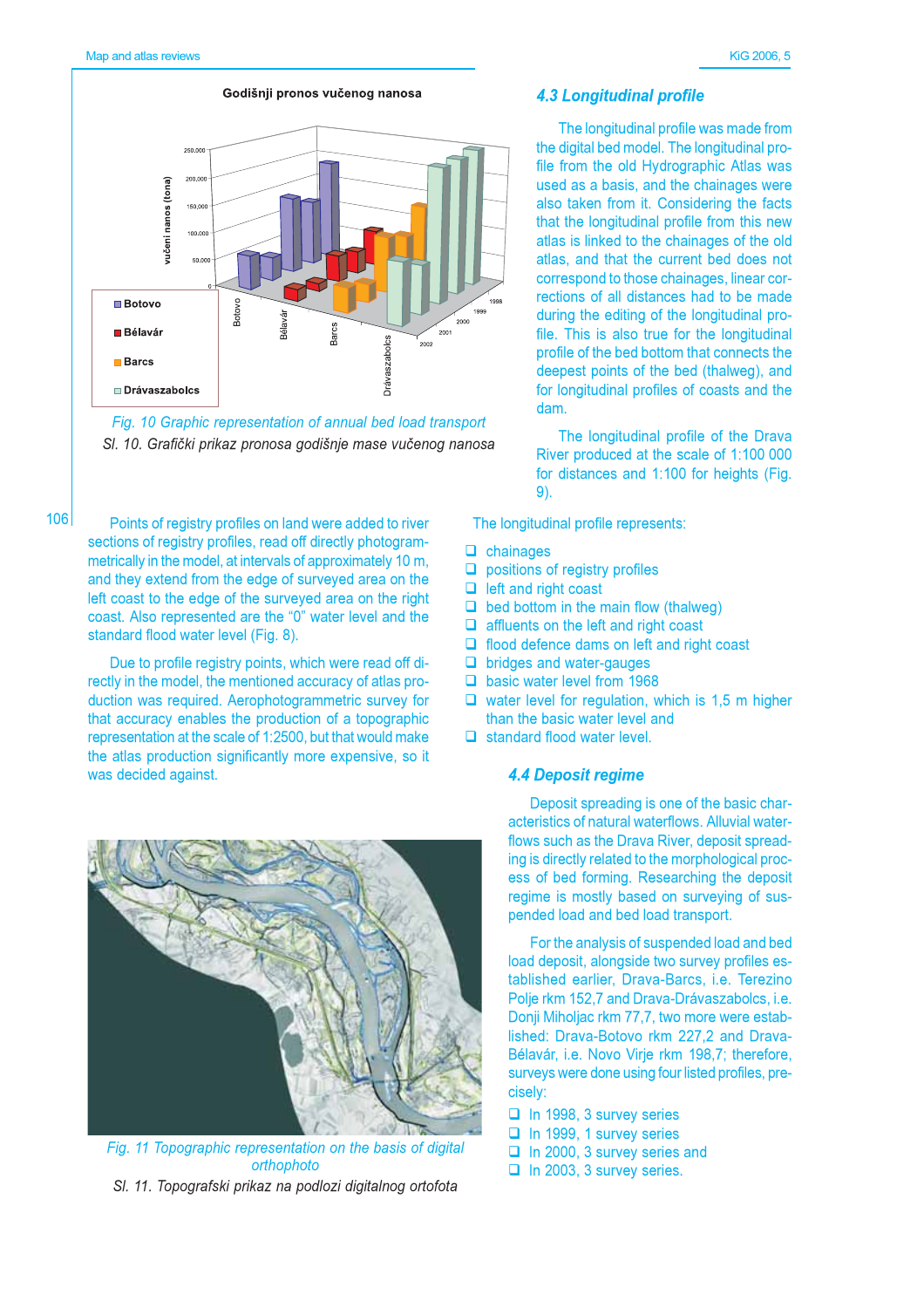Godišnji pronos vučenog nanosa

vučeni nanos (tona)

250.000
200.000
150.000
100.000
50.000
0

Botovo
Bélavár
Barcs
Drávaszabolcs

1998
1999
2000
2001
2002

Botovo
Bélavár
Barcs
Drávaszabolcs

*Fig. 10 Graphic representation of annual bed load transport*

*Sl. 10. Grafički prikaz pronosa godišnje mase vučenog nanosa*

Points of registry profiles on land were added to river sections of registry profiles, read off directly photogrammetrically in the model, at intervals of approximately 10 m, and they extend from the edge of surveyed area on the left coast to the edge of the surveyed area on the right coast. Also represented are the "0" water level and the standard flood water level (Fig. 8).

Due to profile registry points, which were read off directly in the model, the mentioned accuracy of atlas production was required. Aerophotogrammetric survey for that accuracy enables the production of a topographic representation at the scale of 1:2500, but that would make the atlas production significantly more expensive, so it was decided against.

*Fig. 11 Topographic representation on the basis of digital orthophoto*

*Sl. 11. Topografski prikaz na podlozi digitalnog ortofota*

## 4.3 Longitudinal profile

The longitudinal profile was made from the digital bed model. The longitudinal profile from the old Hydrographic Atlas was used as a basis, and the chainages were also taken from it. Considering the facts that the longitudinal profile from this new atlas is linked to the chainages of the old atlas, and that the current bed does not correspond to those chainages, linear corrections of all distances had to be made during the editing of the longitudinal profile. This is also true for the longitudinal profile of the bed bottom that connects the deepest points of the bed (thalweg), and for longitudinal profiles of coasts and the dam.

The longitudinal profile of the Drava River produced at the scale of 1:100 000 for distances and 1:100 for heights (Fig. 9).

The longitudinal profile represents:

- chainages
- positions of registry profiles
- left and right coast
- bed bottom in the main flow (thalweg)
- affluents on the left and right coast
- flood defence dams on left and right coast
- bridges and water-gauges
- basic water level from 1968
- water level for regulation, which is 1,5 m higher than the basic water level and
- standard flood water level.

## 4.4 Deposit regime

Deposit spreading is one of the basic characteristics of natural waterflows. Alluvial waterflows such as the Drava River, deposit spreading is directly related to the morphological process of bed forming. Researching the deposit regime is mostly based on surveying of suspended load and bed load transport.

For the analysis of suspended load and bed load deposit, alongside two survey profiles established earlier, Drava-Barcs, i.e. Terezino Polje rkm 152,7 and Drava-Drávaszabolcs, i.e. Donji Miholjac rkm 77,7, two more were established: Drava-Botovo rkm 227,2 and Drava-Bélavár, i.e. Novo Virje rkm 198,7; therefore, surveys were done using four listed profiles, precisely:

- In 1998, 3 survey series
- In 1999, 1 survey series
- In 2000, 3 survey series and
- In 2003, 3 survey series.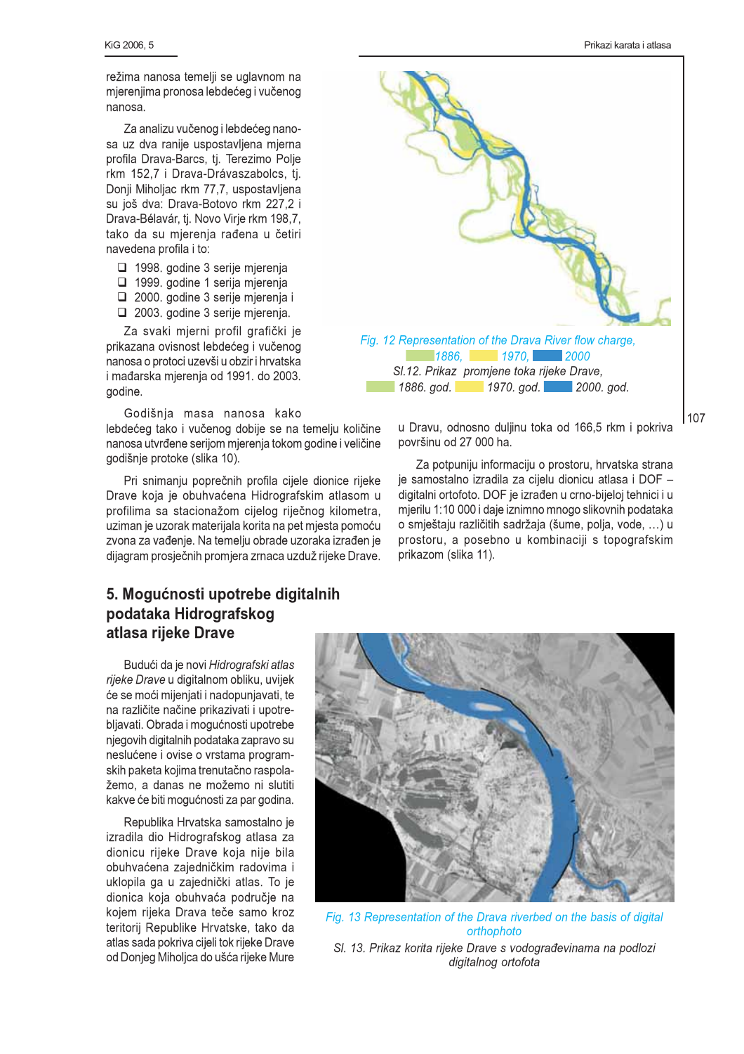režima nanosa temelji se uglavnom na mjerenjima pronosa lebdećeg i vučenog nanosa.

Za analizu vučenog i lebdećeg nanosa uz dva ranije uspostavljena mjerna profila Drava-Barcs, tj. Terezimo Polje rkm 152,7 i Drava-Drávaszabolcs, tj. Donji Miholjac rkm 77,7, uspostavljena su još dva: Drava-Botovo rkm 227,2 i Drava-Bélavár, tj. Novo Virje rkm 198,7, tako da su mjerenja rađena u četiri navedena profila i to:

- 1998. godine 3 serije mjerenja
- 1999. godine 1 serija mjerenja
- 2000. godine 3 serije mjerenja i
- 2003. godine 3 serije mjerenja.

Za svaki mjerni profil grafički je prikazana ovisnost lebdećeg i vučenog nanosa o protoci uzevši u obzir i hrvatska i mađarska mjerenja od 1991. do 2003. godine.

Fig. 12 Representation of the Drava River flow charge, 1886, 1970, 2000

Sl.12. Prikaz promjene toka rijeke Drave, 1886. god. 1970. god. 2000. god.

Godišnja masa nanosa kako lebdećeg tako i vučenog dobije se na temelju količine nanosa utvrđene serijom mjerenja tokom godine i veličine godišnje protoke (slika 10).

Pri snimanju poprečnih profila cijele dionice rijeke Drave koja je obuhvaćena Hidrografskim atlasom u profilima sa stacionažom cijelog riječnog kilometra, uziman je uzorak materijala korita na pet mjesta pomoću zvona za vađenje. Na temelju obrade uzoraka izrađen je dijagram prosječnih promjera zrnaca uzduž rijeke Drave.

## 5. Mogućnosti upotrebe digitalnih podataka Hidrografskog atlasa rijeke Drave

Budući da je novi *Hidrografski atlas rijeke Drave* u digitalnom obliku, uvijek će se moći mijenjati i nadopunjavati, te na različite načine prikazivati i upotrebljavati. Obrada i mogućnosti upotrebe njegovih digitalnih podataka zapravo su neslućene i ovise o vrstama programskih paketa kojima trenutačno raspolažemo, a danas ne možemo ni slutiti kakve će biti mogućnosti za par godina.

Republika Hrvatska samostalno je izradila dio Hidrografskog atlasa za dionicu rijeke Drave koja nije bila obuhvaćena zajedničkim radovima i uklopila ga u zajednički atlas. To je dionica koja obuhvaća područje na kojem rijeka Drava teče samo kroz teritorij Republike Hrvatske, tako da atlas sada pokriva cijeli tok rijeke Drave od Donjeg Miholjca do ušća rijeke Mure u Dravu, odnosno duljinu toka od 166,5 rkm i pokriva površinu od 27 000 ha.

Za potpuniju informaciju o prostoru, hrvatska strana je samostalno izradila za cijelu dionicu atlasa i DOF – digitalni ortofoto. DOF je izrađen u crno-bijeloj tehnici i u mjerilu 1:10 000 i daje iznimno mnogo slikovnih podataka o smještaju različitih sadržaja (šume, polja, vode, …) u prostoru, a posebno u kombinaciji s topografskim prikazom (slika 11).

Fig. 13 Representation of the Drava riverbed on the basis of digital orthophoto

Sl. 13. Prikaz korita rijeke Drave s vodograđevinama na podlozi digitalnog ortofota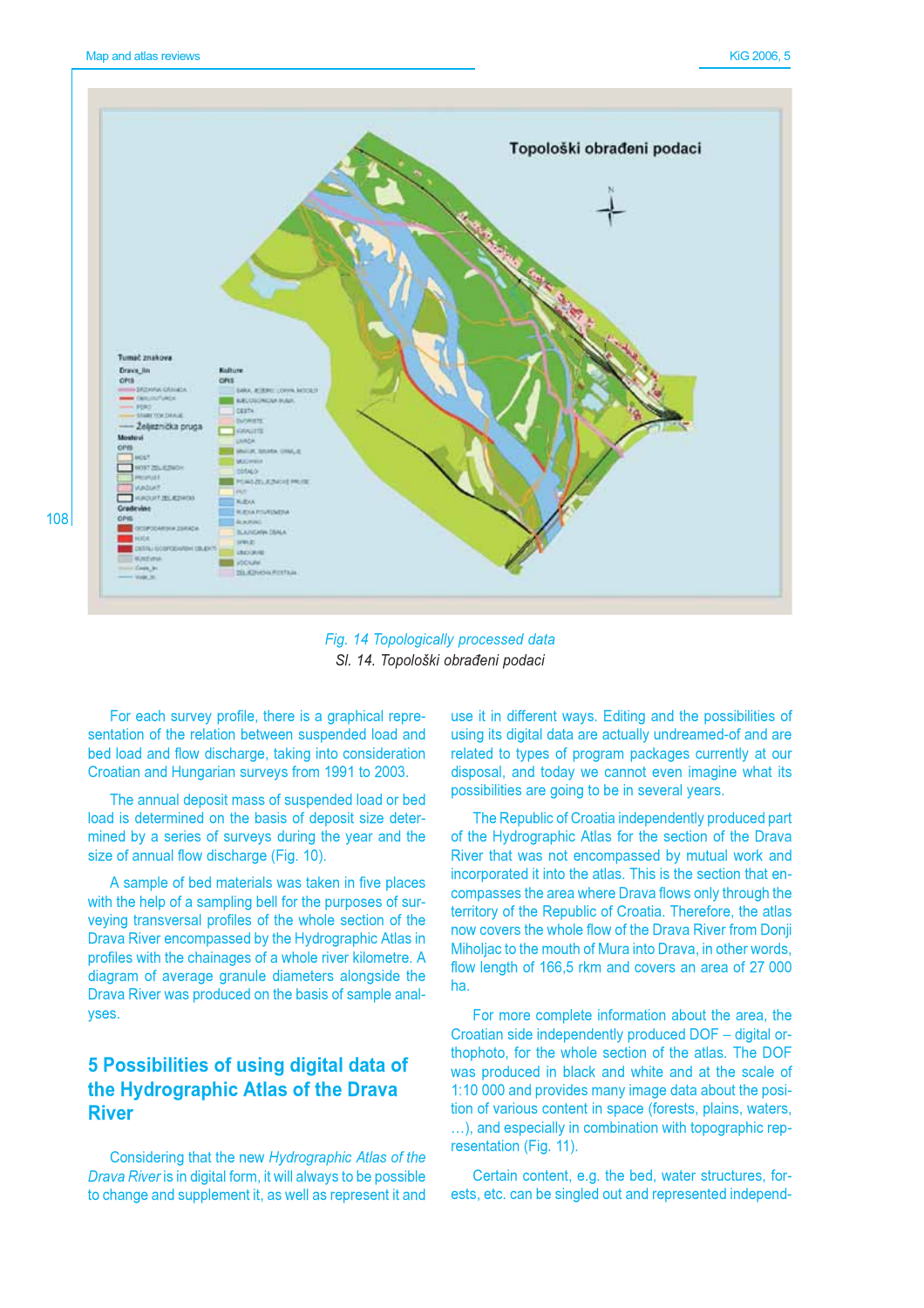Fig. 14 Topologically processed data

Sl. 14. Topološki obrađeni podaci

For each survey profile, there is a graphical representation of the relation between suspended load and bed load and flow discharge, taking into consideration Croatian and Hungarian surveys from 1991 to 2003.

The annual deposit mass of suspended load or bed load is determined on the basis of deposit size determined by a series of surveys during the year and the size of annual flow discharge (Fig. 10).

A sample of bed materials was taken in five places with the help of a sampling bell for the purposes of surveying transversal profiles of the whole section of the Drava River encompassed by the Hydrographic Atlas in profiles with the chainages of a whole river kilometre. A diagram of average granule diameters alongside the Drava River was produced on the basis of sample analyses.

## 5 Possibilities of using digital data of the Hydrographic Atlas of the Drava River

Considering that the new *Hydrographic Atlas of the Drava River* is in digital form, it will always to be possible to change and supplement it, as well as represent it and use it in different ways. Editing and the possibilities of using its digital data are actually undreamed-of and are related to types of program packages currently at our disposal, and today we cannot even imagine what its possibilities are going to be in several years.

The Republic of Croatia independently produced part of the Hydrographic Atlas for the section of the Drava River that was not encompassed by mutual work and incorporated it into the atlas. This is the section that encompasses the area where Drava flows only through the territory of the Republic of Croatia. Therefore, the atlas now covers the whole flow of the Drava River from Donji Miholjac to the mouth of Mura into Drava, in other words, flow length of 166,5 rkm and covers an area of 27 000 ha.

For more complete information about the area, the Croatian side independently produced DOF – digital orthophoto, for the whole section of the atlas. The DOF was produced in black and white and at the scale of 1:10 000 and provides many image data about the position of various content in space (forests, plains, waters, …), and especially in combination with topographic representation (Fig. 11).

Certain content, e.g. the bed, water structures, forests, etc. can be singled out and represented independ-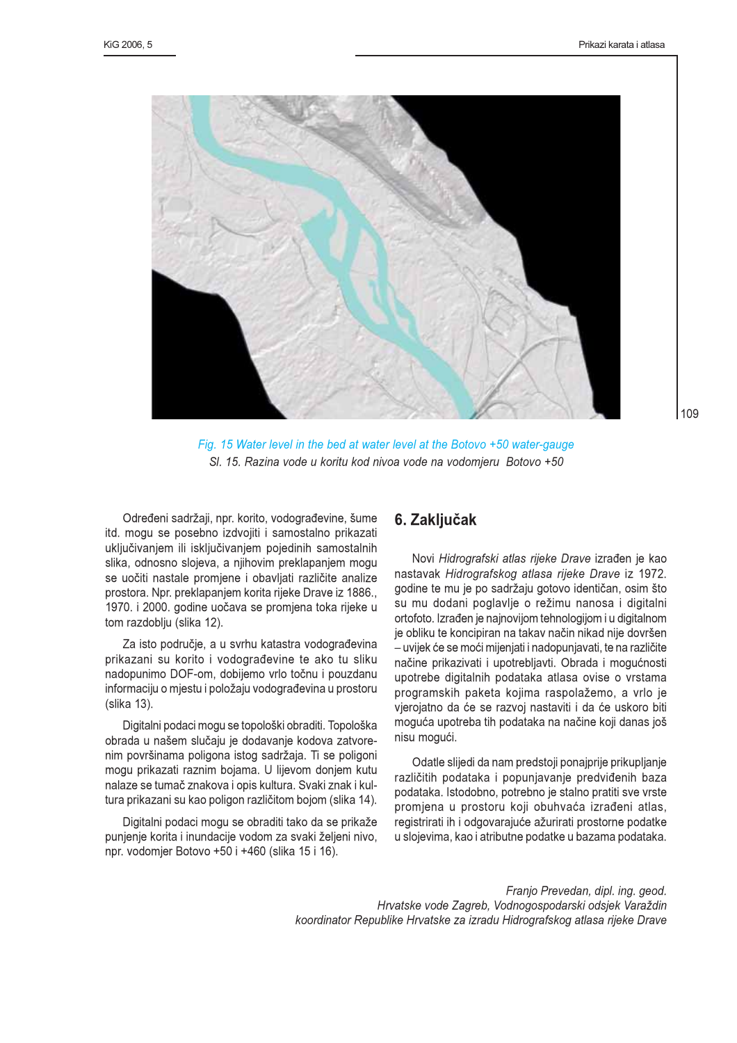*Fig. 15 Water level in the bed at water level at the Botovo +50 water-gauge*

*Sl. 15. Razina vode u koritu kod nivoa vode na vodomjeru Botovo +50*

Određeni sadržaji, npr. korito, vodograđevine, šume itd. mogu se posebno izdvojiti i samostalno prikazati uključivanjem ili isključivanjem pojedinih samostalnih slika, odnosno slojeva, a njihovim preklapanjem mogu se uočiti nastale promjene i obavljati različite analize prostora. Npr. preklapanjem korita rijeke Drave iz 1886., 1970. i 2000. godine uočava se promjena toka rijeke u tom razdoblju (slika 12).

Za isto područje, a u svrhu katastra vodograđevina prikazani su korito i vodograđevine te ako tu sliku nadopunimo DOF-om, dobijemo vrlo točnu i pouzdanu informaciju o mjestu i položaju vodograđevina u prostoru (slika 13).

Digitalni podaci mogu se topološki obraditi. Topološka obrada u našem slučaju je dodavanje kodova zatvorenim površinama poligona istog sadržaja. Ti se poligoni mogu prikazati raznim bojama. U lijevom donjem kutu nalaze se tumač znakova i opis kultura. Svaki znak i kultura prikazani su kao poligon različitom bojom (slika 14).

Digitalni podaci mogu se obraditi tako da se prikaže punjenje korita i inundacije vodom za svaki željeni nivo, npr. vodomjer Botovo +50 i +460 (slika 15 i 16).

## 6. Zaključak

Novi *Hidrografski atlas rijeke Drave* izrađen je kao nastavak *Hidrografskog atlasa rijeke Drave* iz 1972. godine te mu je po sadržaju gotovo identičan, osim što su mu dodani poglavlje o režimu nanosa i digitalni ortofoto. Izrađen je najnovijom tehnologijom i u digitalnom je obliku te koncipiran na takav način nikad nije dovršen – uvijek će se moći mijenjati i nadopunjavati, te na različite načine prikazivati i upotrebljavti. Obrada i mogućnosti upotrebe digitalnih podataka atlasa ovise o vrstama programskih paketa kojima raspolažemo, a vrlo je vjerojatno da će se razvoj nastaviti i da će uskoro biti moguća upotreba tih podataka na načine koji danas još nisu mogući.

Odatle slijedi da nam predstoji ponajprije prikupljanje različitih podataka i popunjavanje predviđenih baza podataka. Istodobno, potrebno je stalno pratiti sve vrste promjena u prostoru koji obuhvaća izrađeni atlas, registrirati ih i odgovarajuće ažurirati prostorne podatke u slojevima, kao i atributne podatke u bazama podataka.

*Franjo Prevedan, dipl. ing. geod.*
*Hrvatske vode Zagreb, Vodnogospodarski odsjek Varaždin*
*koordinator Republike Hrvatske za izradu Hidrografskog atlasa rijeke Drave*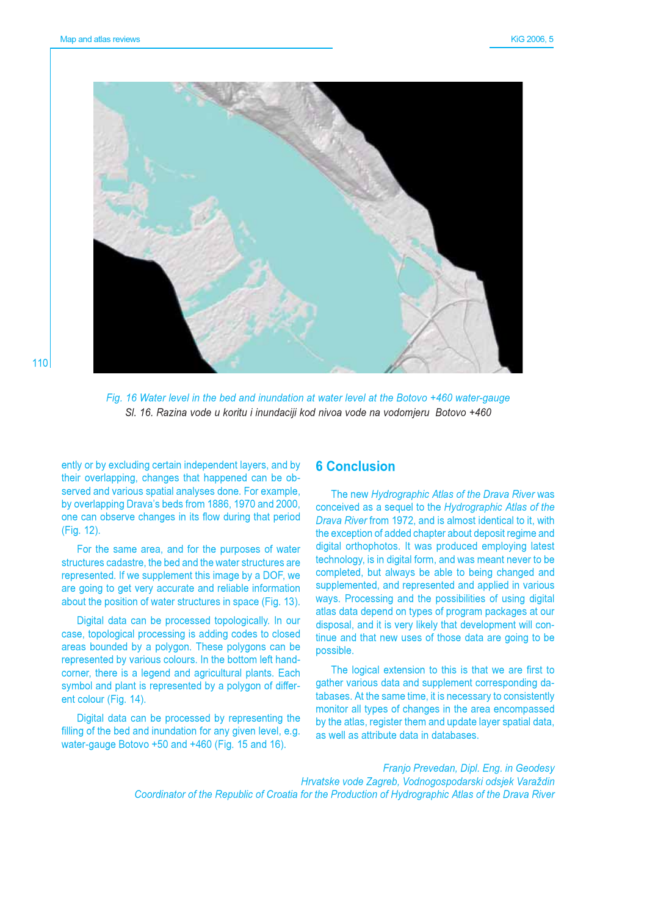Fig. 16 Water level in the bed and inundation at water level at the Botovo +460 water-gauge

Sl. 16. Razina vode u koritu i inundaciji kod nivoa vode na vodomjeru Botovo +460

ently or by excluding certain independent layers, and by their overlapping, changes that happened can be observed and various spatial analyses done. For example, by overlapping Drava's beds from 1886, 1970 and 2000, one can observe changes in its flow during that period (Fig. 12).

For the same area, and for the purposes of water structures cadastre, the bed and the water structures are represented. If we supplement this image by a DOF, we are going to get very accurate and reliable information about the position of water structures in space (Fig. 13).

Digital data can be processed topologically. In our case, topological processing is adding codes to closed areas bounded by a polygon. These polygons can be represented by various colours. In the bottom left hand-corner, there is a legend and agricultural plants. Each symbol and plant is represented by a polygon of different colour (Fig. 14).

Digital data can be processed by representing the filling of the bed and inundation for any given level, e.g. water-gauge Botovo +50 and +460 (Fig. 15 and 16).

## 6 Conclusion

The new *Hydrographic Atlas of the Drava River* was conceived as a sequel to the *Hydrographic Atlas of the Drava River* from 1972, and is almost identical to it, with the exception of added chapter about deposit regime and digital orthophotos. It was produced employing latest technology, is in digital form, and was meant never to be completed, but always be able to being changed and supplemented, and represented and applied in various ways. Processing and the possibilities of using digital atlas data depend on types of program packages at our disposal, and it is very likely that development will continue and that new uses of those data are going to be possible.

The logical extension to this is that we are first to gather various data and supplement corresponding databases. At the same time, it is necessary to consistently monitor all types of changes in the area encompassed by the atlas, register them and update layer spatial data, as well as attribute data in databases.

*Franjo Prevedan, Dipl. Eng. in Geodesy*
*Hrvatske vode Zagreb, Vodnogospodarski odsjek Varaždin*
*Coordinator of the Republic of Croatia for the Production of Hydrographic Atlas of the Drava River*